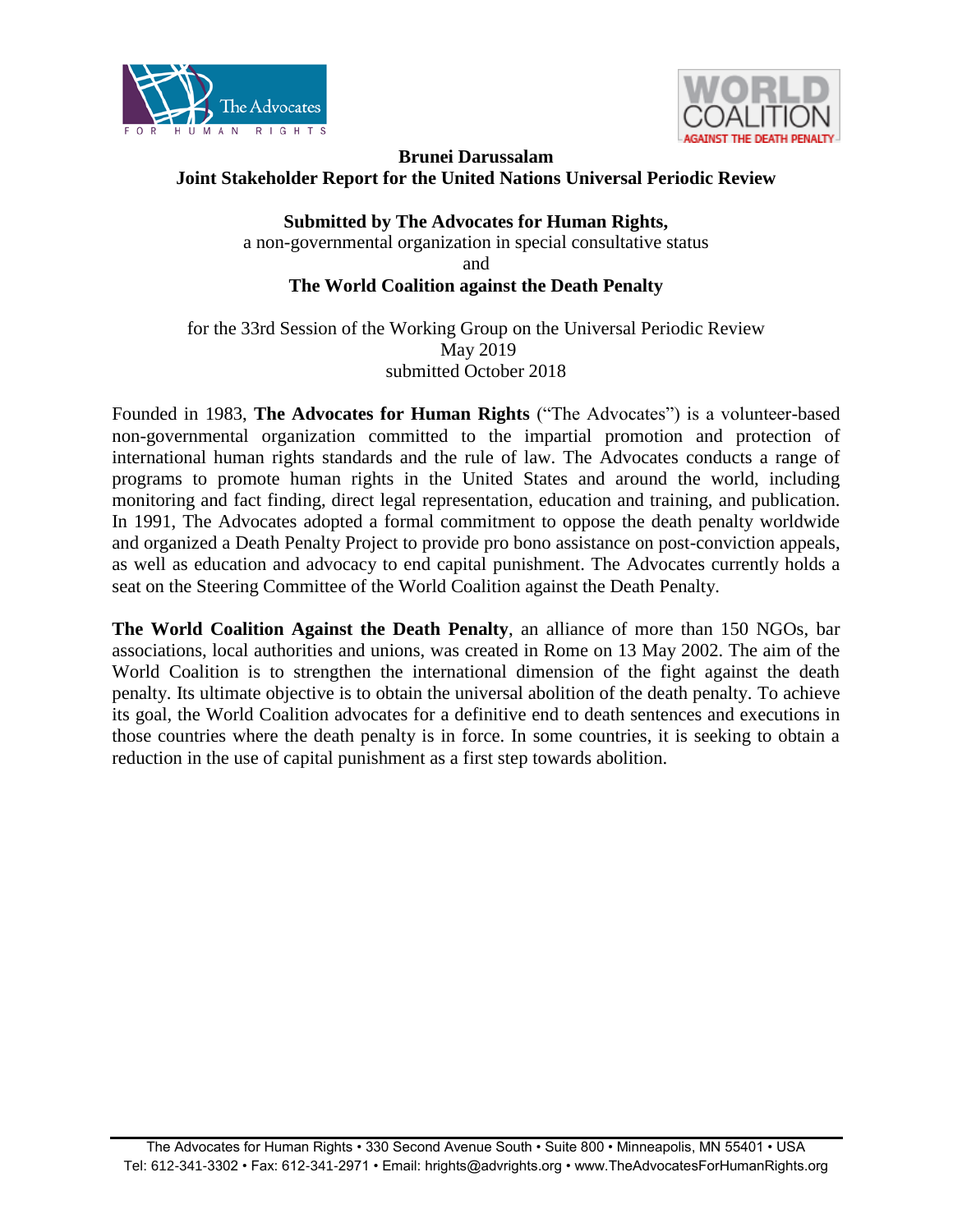**Brunei Darussalam**
**Joint Stakeholder Report for the United Nations Universal Periodic Review**

**Submitted by The Advocates for Human Rights,**
a non-governmental organization in special consultative status
and
**The World Coalition against the Death Penalty**

for the 33rd Session of the Working Group on the Universal Periodic Review
May 2019
submitted October 2018

Founded in 1983, **The Advocates for Human Rights** ("The Advocates") is a volunteer-based non-governmental organization committed to the impartial promotion and protection of international human rights standards and the rule of law. The Advocates conducts a range of programs to promote human rights in the United States and around the world, including monitoring and fact finding, direct legal representation, education and training, and publication. In 1991, The Advocates adopted a formal commitment to oppose the death penalty worldwide and organized a Death Penalty Project to provide pro bono assistance on post-conviction appeals, as well as education and advocacy to end capital punishment. The Advocates currently holds a seat on the Steering Committee of the World Coalition against the Death Penalty.

**The World Coalition Against the Death Penalty**, an alliance of more than 150 NGOs, bar associations, local authorities and unions, was created in Rome on 13 May 2002. The aim of the World Coalition is to strengthen the international dimension of the fight against the death penalty. Its ultimate objective is to obtain the universal abolition of the death penalty. To achieve its goal, the World Coalition advocates for a definitive end to death sentences and executions in those countries where the death penalty is in force. In some countries, it is seeking to obtain a reduction in the use of capital punishment as a first step towards abolition.

The Advocates for Human Rights • 330 Second Avenue South • Suite 800 • Minneapolis, MN 55401 • USA
Tel: 612-341-3302 • Fax: 612-341-2971 • Email: hrights@advrights.org • www.TheAdvocatesForHumanRights.org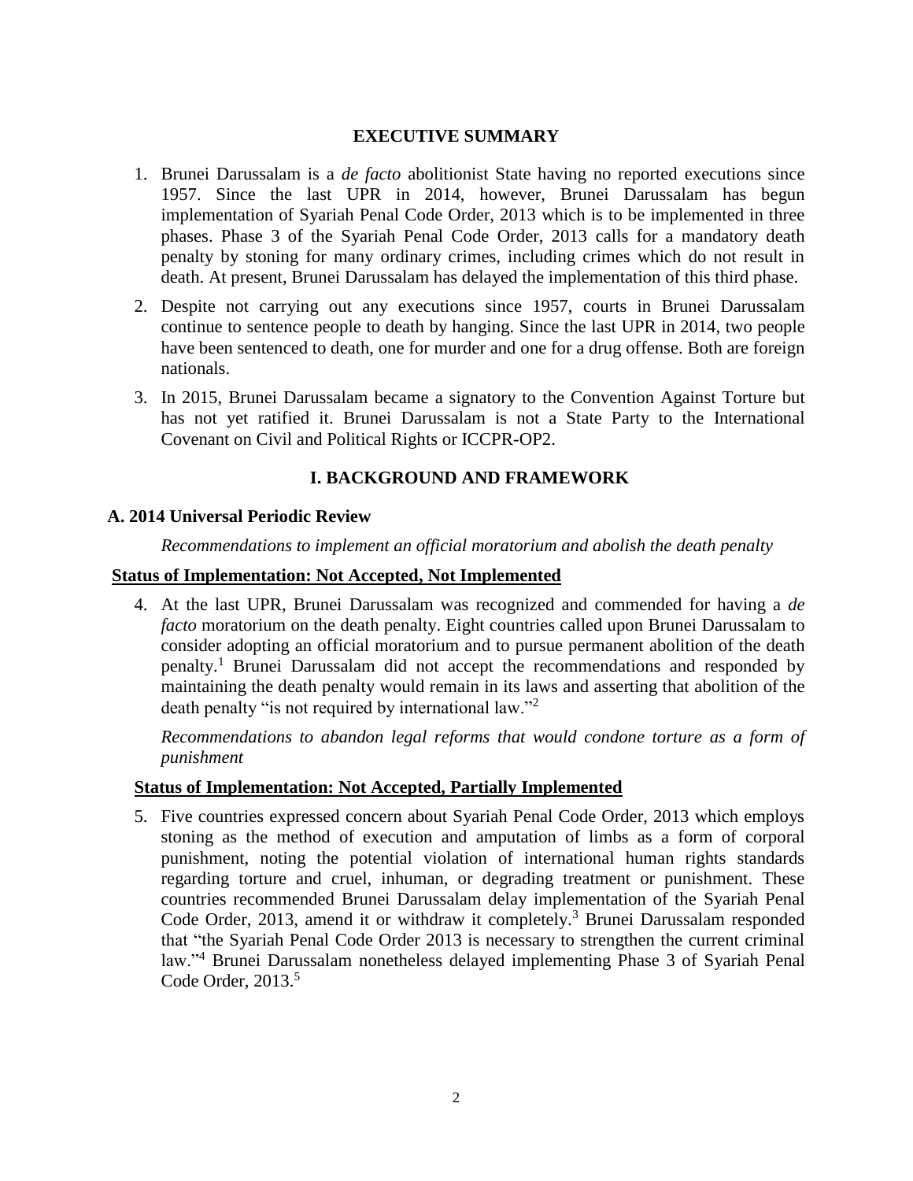## EXECUTIVE SUMMARY

1. Brunei Darussalam is a *de facto* abolitionist State having no reported executions since 1957. Since the last UPR in 2014, however, Brunei Darussalam has begun implementation of Syariah Penal Code Order, 2013 which is to be implemented in three phases. Phase 3 of the Syariah Penal Code Order, 2013 calls for a mandatory death penalty by stoning for many ordinary crimes, including crimes which do not result in death. At present, Brunei Darussalam has delayed the implementation of this third phase.

2. Despite not carrying out any executions since 1957, courts in Brunei Darussalam continue to sentence people to death by hanging. Since the last UPR in 2014, two people have been sentenced to death, one for murder and one for a drug offense. Both are foreign nationals.

3. In 2015, Brunei Darussalam became a signatory to the Convention Against Torture but has not yet ratified it. Brunei Darussalam is not a State Party to the International Covenant on Civil and Political Rights or ICCPR-OP2.

## I. BACKGROUND AND FRAMEWORK

### A. 2014 Universal Periodic Review

*Recommendations to implement an official moratorium and abolish the death penalty*

**Status of Implementation: Not Accepted, Not Implemented**

4. At the last UPR, Brunei Darussalam was recognized and commended for having a *de facto* moratorium on the death penalty. Eight countries called upon Brunei Darussalam to consider adopting an official moratorium and to pursue permanent abolition of the death penalty.[1] Brunei Darussalam did not accept the recommendations and responded by maintaining the death penalty would remain in its laws and asserting that abolition of the death penalty "is not required by international law."[2]

*Recommendations to abandon legal reforms that would condone torture as a form of punishment*

**Status of Implementation: Not Accepted, Partially Implemented**

5. Five countries expressed concern about Syariah Penal Code Order, 2013 which employs stoning as the method of execution and amputation of limbs as a form of corporal punishment, noting the potential violation of international human rights standards regarding torture and cruel, inhuman, or degrading treatment or punishment. These countries recommended Brunei Darussalam delay implementation of the Syariah Penal Code Order, 2013, amend it or withdraw it completely.[3] Brunei Darussalam responded that "the Syariah Penal Code Order 2013 is necessary to strengthen the current criminal law."[4] Brunei Darussalam nonetheless delayed implementing Phase 3 of Syariah Penal Code Order, 2013.[5]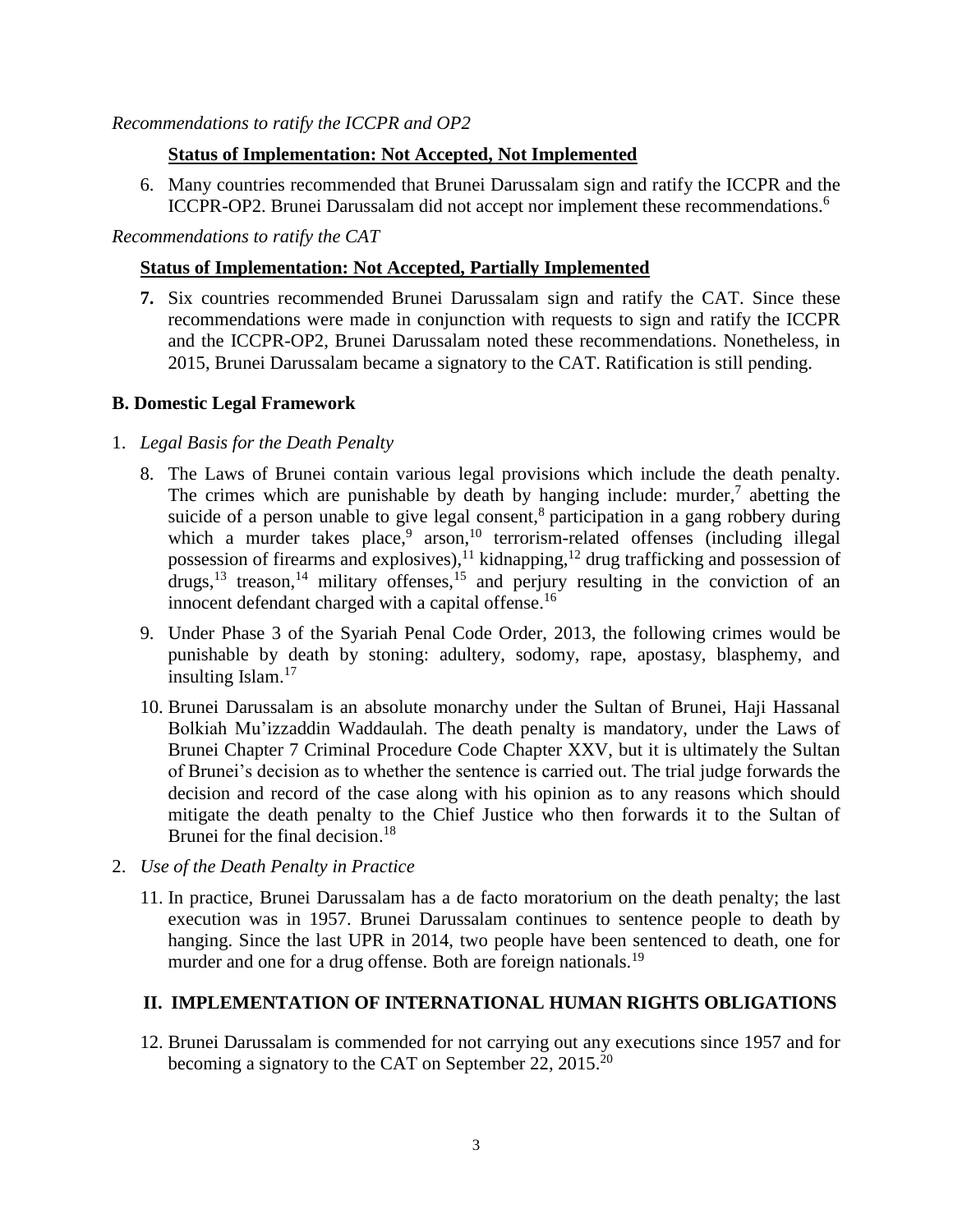*Recommendations to ratify the ICCPR and OP2*

**Status of Implementation: Not Accepted, Not Implemented**

6. Many countries recommended that Brunei Darussalam sign and ratify the ICCPR and the ICCPR-OP2. Brunei Darussalam did not accept nor implement these recommendations.[6]

*Recommendations to ratify the CAT*

**Status of Implementation: Not Accepted, Partially Implemented**

**7.** Six countries recommended Brunei Darussalam sign and ratify the CAT. Since these recommendations were made in conjunction with requests to sign and ratify the ICCPR and the ICCPR-OP2, Brunei Darussalam noted these recommendations. Nonetheless, in 2015, Brunei Darussalam became a signatory to the CAT. Ratification is still pending.

### B. Domestic Legal Framework

1. *Legal Basis for the Death Penalty*

8. The Laws of Brunei contain various legal provisions which include the death penalty. The crimes which are punishable by death by hanging include: murder,[7] abetting the suicide of a person unable to give legal consent,[8] participation in a gang robbery during which a murder takes place,[9] arson,[10] terrorism-related offenses (including illegal possession of firearms and explosives),[11] kidnapping,[12] drug trafficking and possession of drugs,[13] treason,[14] military offenses,[15] and perjury resulting in the conviction of an innocent defendant charged with a capital offense.[16]

9. Under Phase 3 of the Syariah Penal Code Order, 2013, the following crimes would be punishable by death by stoning: adultery, sodomy, rape, apostasy, blasphemy, and insulting Islam.[17]

10. Brunei Darussalam is an absolute monarchy under the Sultan of Brunei, Haji Hassanal Bolkiah Mu'izzaddin Waddaulah. The death penalty is mandatory, under the Laws of Brunei Chapter 7 Criminal Procedure Code Chapter XXV, but it is ultimately the Sultan of Brunei's decision as to whether the sentence is carried out. The trial judge forwards the decision and record of the case along with his opinion as to any reasons which should mitigate the death penalty to the Chief Justice who then forwards it to the Sultan of Brunei for the final decision.[18]

2. *Use of the Death Penalty in Practice*

11. In practice, Brunei Darussalam has a de facto moratorium on the death penalty; the last execution was in 1957. Brunei Darussalam continues to sentence people to death by hanging. Since the last UPR in 2014, two people have been sentenced to death, one for murder and one for a drug offense. Both are foreign nationals.[19]

## II. IMPLEMENTATION OF INTERNATIONAL HUMAN RIGHTS OBLIGATIONS

12. Brunei Darussalam is commended for not carrying out any executions since 1957 and for becoming a signatory to the CAT on September 22, 2015.[20]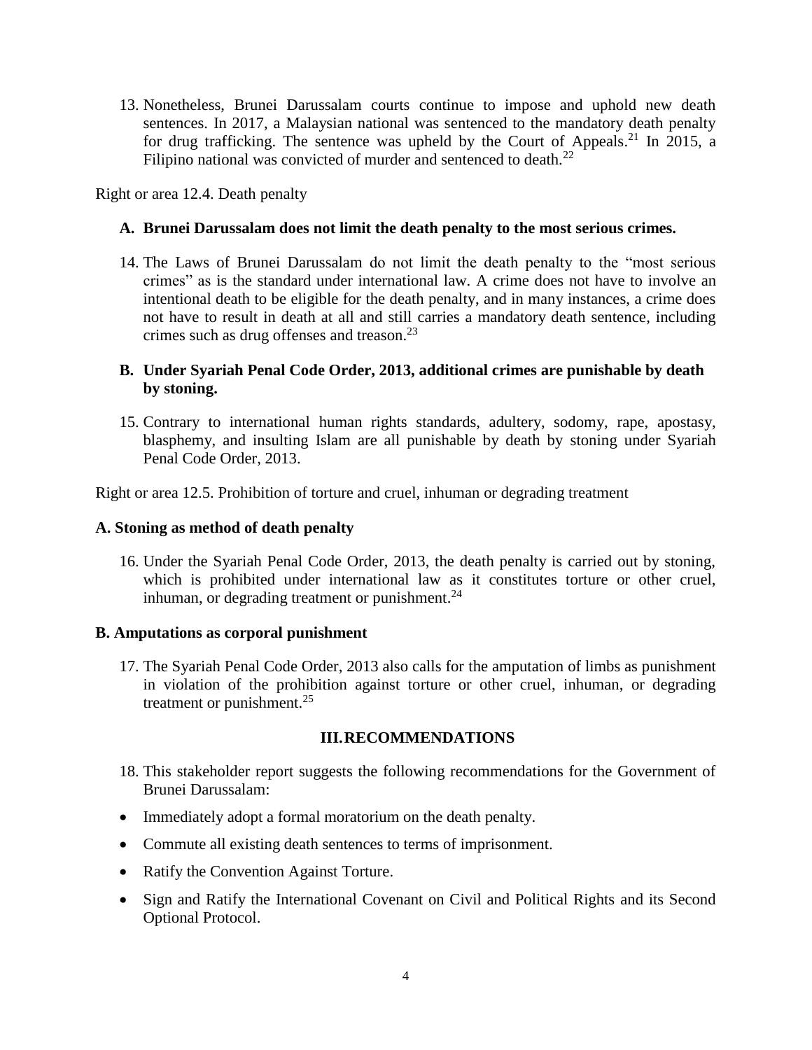13. Nonetheless, Brunei Darussalam courts continue to impose and uphold new death sentences. In 2017, a Malaysian national was sentenced to the mandatory death penalty for drug trafficking. The sentence was upheld by the Court of Appeals.[21] In 2015, a Filipino national was convicted of murder and sentenced to death.[22]

Right or area 12.4. Death penalty

**A. Brunei Darussalam does not limit the death penalty to the most serious crimes.**

14. The Laws of Brunei Darussalam do not limit the death penalty to the "most serious crimes" as is the standard under international law. A crime does not have to involve an intentional death to be eligible for the death penalty, and in many instances, a crime does not have to result in death at all and still carries a mandatory death sentence, including crimes such as drug offenses and treason.[23]

**B. Under Syariah Penal Code Order, 2013, additional crimes are punishable by death by stoning.**

15. Contrary to international human rights standards, adultery, sodomy, rape, apostasy, blasphemy, and insulting Islam are all punishable by death by stoning under Syariah Penal Code Order, 2013.

Right or area 12.5. Prohibition of torture and cruel, inhuman or degrading treatment

**A. Stoning as method of death penalty**

16. Under the Syariah Penal Code Order, 2013, the death penalty is carried out by stoning, which is prohibited under international law as it constitutes torture or other cruel, inhuman, or degrading treatment or punishment.[24]

**B. Amputations as corporal punishment**

17. The Syariah Penal Code Order, 2013 also calls for the amputation of limbs as punishment in violation of the prohibition against torture or other cruel, inhuman, or degrading treatment or punishment.[25]

## III. RECOMMENDATIONS

18. This stakeholder report suggests the following recommendations for the Government of Brunei Darussalam:

- Immediately adopt a formal moratorium on the death penalty.
- Commute all existing death sentences to terms of imprisonment.
- Ratify the Convention Against Torture.
- Sign and Ratify the International Covenant on Civil and Political Rights and its Second Optional Protocol.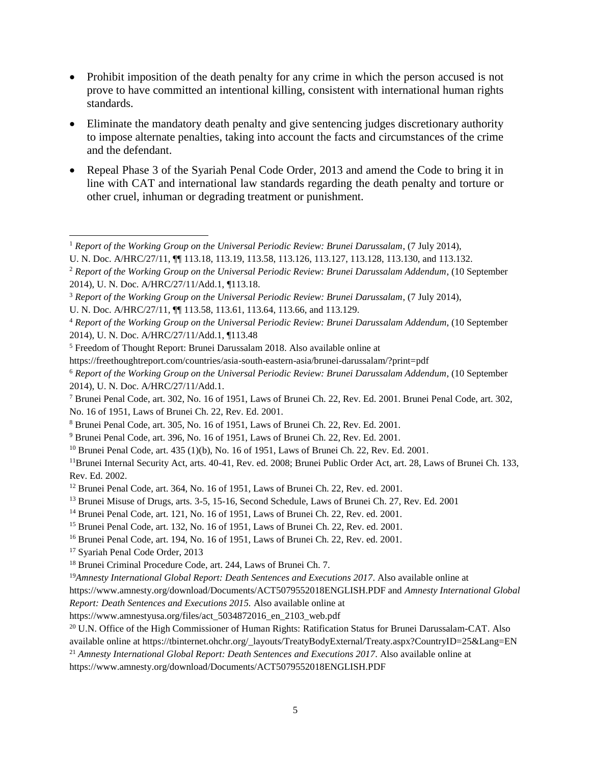- Prohibit imposition of the death penalty for any crime in which the person accused is not prove to have committed an intentional killing, consistent with international human rights standards.

- Eliminate the mandatory death penalty and give sentencing judges discretionary authority to impose alternate penalties, taking into account the facts and circumstances of the crime and the defendant.

- Repeal Phase 3 of the Syariah Penal Code Order, 2013 and amend the Code to bring it in line with CAT and international law standards regarding the death penalty and torture or other cruel, inhuman or degrading treatment or punishment.

---

[1] *Report of the Working Group on the Universal Periodic Review: Brunei Darussalam*, (7 July 2014), U. N. Doc. A/HRC/27/11, ¶¶ 113.18, 113.19, 113.58, 113.126, 113.127, 113.128, 113.130, and 113.132.

[2] *Report of the Working Group on the Universal Periodic Review: Brunei Darussalam Addendum*, (10 September 2014), U. N. Doc. A/HRC/27/11/Add.1, ¶113.18.

[3] *Report of the Working Group on the Universal Periodic Review: Brunei Darussalam*, (7 July 2014), U. N. Doc. A/HRC/27/11, ¶¶ 113.58, 113.61, 113.64, 113.66, and 113.129.

[4] *Report of the Working Group on the Universal Periodic Review: Brunei Darussalam Addendum*, (10 September 2014), U. N. Doc. A/HRC/27/11/Add.1, ¶113.48

[5] Freedom of Thought Report: Brunei Darussalam 2018. Also available online at https://freethoughtreport.com/countries/asia-south-eastern-asia/brunei-darussalam/?print=pdf

[6] *Report of the Working Group on the Universal Periodic Review: Brunei Darussalam Addendum*, (10 September 2014), U. N. Doc. A/HRC/27/11/Add.1.

[7] Brunei Penal Code, art. 302, No. 16 of 1951, Laws of Brunei Ch. 22, Rev. Ed. 2001. Brunei Penal Code, art. 302, No. 16 of 1951, Laws of Brunei Ch. 22, Rev. Ed. 2001.

[8] Brunei Penal Code, art. 305, No. 16 of 1951, Laws of Brunei Ch. 22, Rev. Ed. 2001.

[9] Brunei Penal Code, art. 396, No. 16 of 1951, Laws of Brunei Ch. 22, Rev. Ed. 2001.

[10] Brunei Penal Code, art. 435 (1)(b), No. 16 of 1951, Laws of Brunei Ch. 22, Rev. Ed. 2001.

[11] Brunei Internal Security Act, arts. 40-41, Rev. ed. 2008; Brunei Public Order Act, art. 28, Laws of Brunei Ch. 133, Rev. Ed. 2002.

[12] Brunei Penal Code, art. 364, No. 16 of 1951, Laws of Brunei Ch. 22, Rev. ed. 2001.

[13] Brunei Misuse of Drugs, arts. 3-5, 15-16, Second Schedule, Laws of Brunei Ch. 27, Rev. Ed. 2001

[14] Brunei Penal Code, art. 121, No. 16 of 1951, Laws of Brunei Ch. 22, Rev. ed. 2001.

[15] Brunei Penal Code, art. 132, No. 16 of 1951, Laws of Brunei Ch. 22, Rev. ed. 2001.

[16] Brunei Penal Code, art. 194, No. 16 of 1951, Laws of Brunei Ch. 22, Rev. ed. 2001.

[17] Syariah Penal Code Order, 2013

[18] Brunei Criminal Procedure Code, art. 244, Laws of Brunei Ch. 7.

[19] *Amnesty International Global Report: Death Sentences and Executions 2017*. Also available online at https://www.amnesty.org/download/Documents/ACT5079552018ENGLISH.PDF and *Amnesty International Global Report: Death Sentences and Executions 2015.* Also available online at https://www.amnestyusa.org/files/act_5034872016_en_2103_web.pdf

[20] U.N. Office of the High Commissioner of Human Rights: Ratification Status for Brunei Darussalam-CAT. Also available online at https://tbinternet.ohchr.org/_layouts/TreatyBodyExternal/Treaty.aspx?CountryID=25&Lang=EN

[21] *Amnesty International Global Report: Death Sentences and Executions 2017*. Also available online at https://www.amnesty.org/download/Documents/ACT5079552018ENGLISH.PDF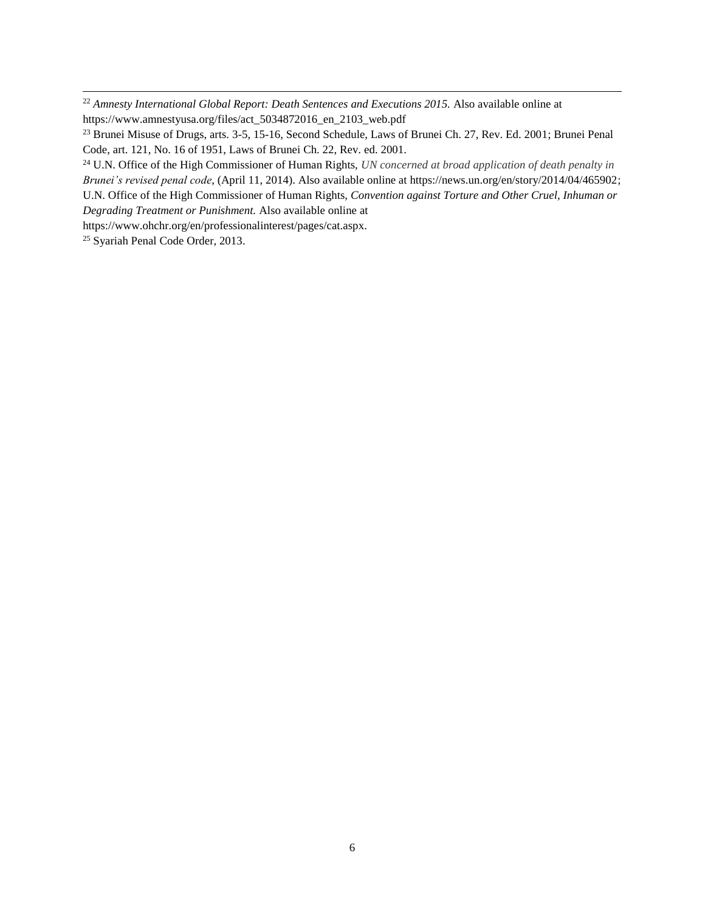[22] *Amnesty International Global Report: Death Sentences and Executions 2015.* Also available online at https://www.amnestyusa.org/files/act_5034872016_en_2103_web.pdf

[23] Brunei Misuse of Drugs, arts. 3-5, 15-16, Second Schedule, Laws of Brunei Ch. 27, Rev. Ed. 2001; Brunei Penal Code, art. 121, No. 16 of 1951, Laws of Brunei Ch. 22, Rev. ed. 2001.

[24] U.N. Office of the High Commissioner of Human Rights, *UN concerned at broad application of death penalty in Brunei's revised penal code*, (April 11, 2014). Also available online at https://news.un.org/en/story/2014/04/465902; U.N. Office of the High Commissioner of Human Rights, *Convention against Torture and Other Cruel, Inhuman or Degrading Treatment or Punishment.* Also available online at https://www.ohchr.org/en/professionalinterest/pages/cat.aspx.

[25] Syariah Penal Code Order, 2013.